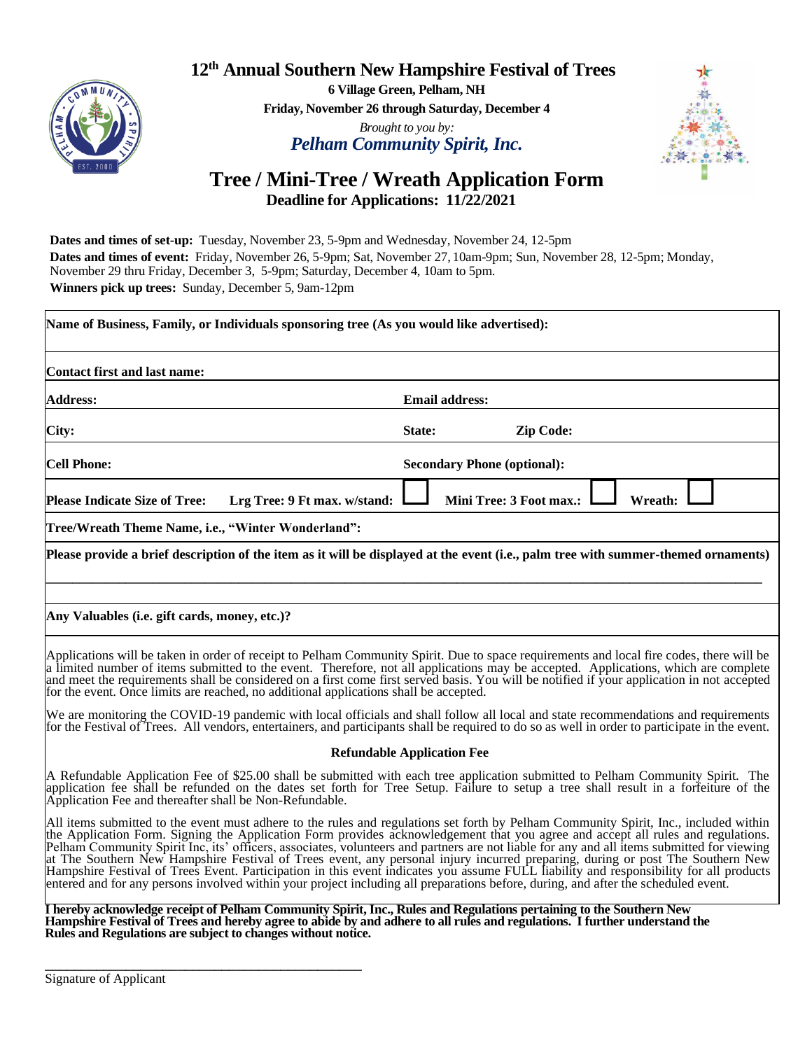# 12th Annual Southern New Hampshire Festival of Trees

**6 Village Green, Pelham, NH**

**Friday, November 26 through Saturday, December 4**

*Brought to you by:*

***Pelham Community Spirit, Inc.***

## Tree / Mini-Tree / Wreath Application Form

**Deadline for Applications: 11/22/2021**

**Dates and times of set-up:** Tuesday, November 23, 5-9pm and Wednesday, November 24, 12-5pm

**Dates and times of event:** Friday, November 26, 5-9pm; Sat, November 27, 10am-9pm; Sun, November 28, 12-5pm; Monday, November 29 thru Friday, December 3, 5-9pm; Saturday, December 4, 10am to 5pm.

**Winners pick up trees:** Sunday, December 5, 9am-12pm

**Name of Business, Family, or Individuals sponsoring tree (As you would like advertised):**

**Contact first and last name:**

**Address:** **Email address:**

**City:** **State:** **Zip Code:**

**Cell Phone:** **Secondary Phone (optional):**

**Please Indicate Size of Tree:** **Lrg Tree: 9 Ft max. w/stand:** ☐ **Mini Tree: 3 Foot max.:** ☐ **Wreath:** ☐

**Tree/Wreath Theme Name, i.e., "Winter Wonderland":**

**Please provide a brief description of the item as it will be displayed at the event (i.e., palm tree with summer-themed ornaments)**

______________________________________________________________________________

**Any Valuables (i.e. gift cards, money, etc.)?**

Applications will be taken in order of receipt to Pelham Community Spirit. Due to space requirements and local fire codes, there will be a limited number of items submitted to the event. Therefore, not all applications may be accepted. Applications, which are complete and meet the requirements shall be considered on a first come first served basis. You will be notified if your application in not accepted for the event. Once limits are reached, no additional applications shall be accepted.

We are monitoring the COVID-19 pandemic with local officials and shall follow all local and state recommendations and requirements for the Festival of Trees. All vendors, entertainers, and participants shall be required to do so as well in order to participate in the event.

**Refundable Application Fee**

A Refundable Application Fee of $25.00 shall be submitted with each tree application submitted to Pelham Community Spirit. The application fee shall be refunded on the dates set forth for Tree Setup. Failure to setup a tree shall result in a forfeiture of the Application Fee and thereafter shall be Non-Refundable.

All items submitted to the event must adhere to the rules and regulations set forth by Pelham Community Spirit, Inc., included within the Application Form. Signing the Application Form provides acknowledgement that you agree and accept all rules and regulations. Pelham Community Spirit Inc, its' officers, associates, volunteers and partners are not liable for any and all items submitted for viewing at The Southern New Hampshire Festival of Trees event, any personal injury incurred preparing, during or post The Southern New Hampshire Festival of Trees Event. Participation in this event indicates you assume FULL liability and responsibility for all products entered and for any persons involved within your project including all preparations before, during, and after the scheduled event.

**I hereby acknowledge receipt of Pelham Community Spirit, Inc., Rules and Regulations pertaining to the Southern New Hampshire Festival of Trees and hereby agree to abide by and adhere to all rules and regulations. I further understand the Rules and Regulations are subject to changes without notice.**

______________________________________________

Signature of Applicant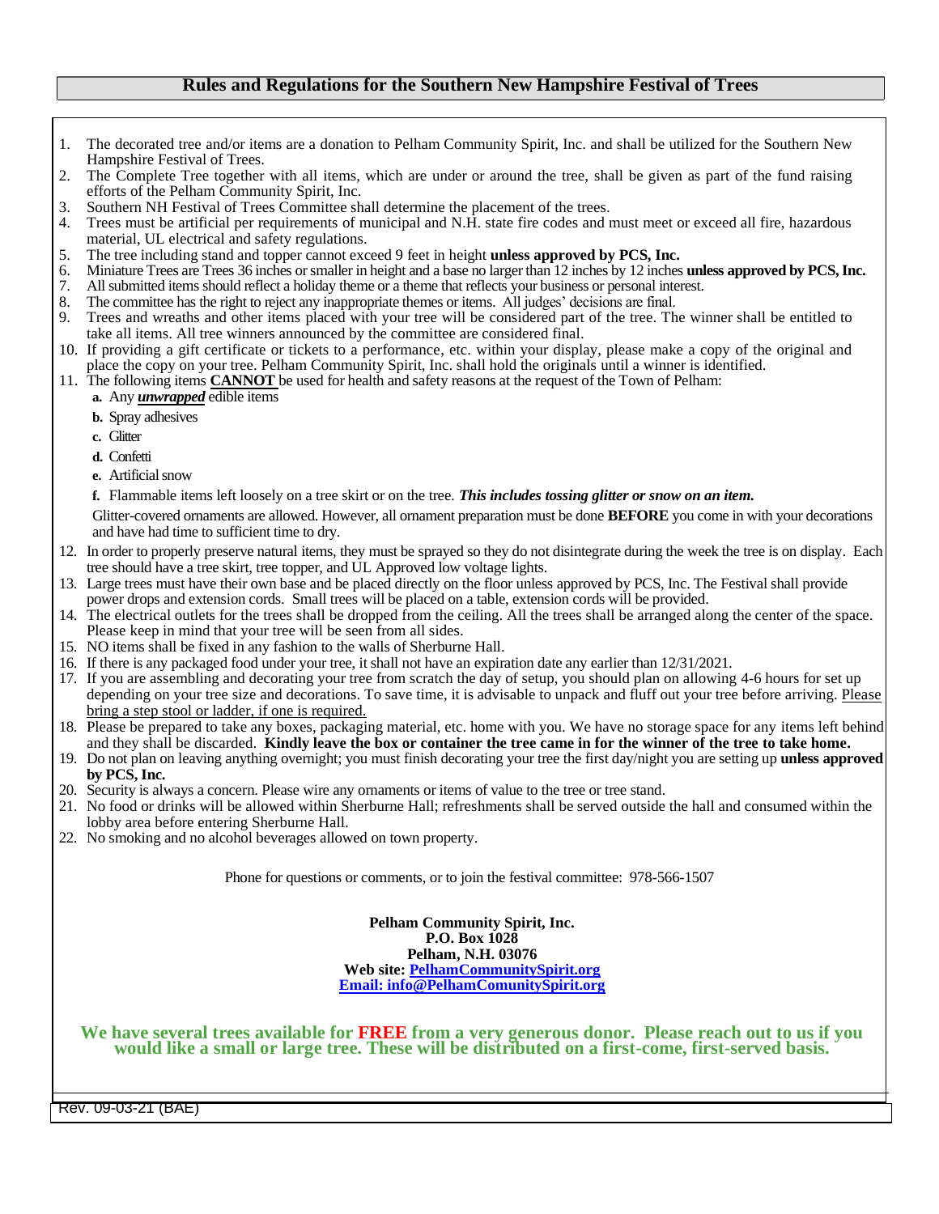## Rules and Regulations for the Southern New Hampshire Festival of Trees

1. The decorated tree and/or items are a donation to Pelham Community Spirit, Inc. and shall be utilized for the Southern New Hampshire Festival of Trees.
2. The Complete Tree together with all items, which are under or around the tree, shall be given as part of the fund raising efforts of the Pelham Community Spirit, Inc.
3. Southern NH Festival of Trees Committee shall determine the placement of the trees.
4. Trees must be artificial per requirements of municipal and N.H. state fire codes and must meet or exceed all fire, hazardous material, UL electrical and safety regulations.
5. The tree including stand and topper cannot exceed 9 feet in height **unless approved by PCS, Inc.**
6. Miniature Trees are Trees 36 inches or smaller in height and a base no larger than 12 inches by 12 inches **unless approved by PCS, Inc.**
7. All submitted items should reflect a holiday theme or a theme that reflects your business or personal interest.
8. The committee has the right to reject any inappropriate themes or items. All judges' decisions are final.
9. Trees and wreaths and other items placed with your tree will be considered part of the tree. The winner shall be entitled to take all items. All tree winners announced by the committee are considered final.
10. If providing a gift certificate or tickets to a performance, etc. within your display, please make a copy of the original and place the copy on your tree. Pelham Community Spirit, Inc. shall hold the originals until a winner is identified.
11. The following items **CANNOT** be used for health and safety reasons at the request of the Town of Pelham:
    - **a.** Any ***unwrapped*** edible items
    - **b.** Spray adhesives
    - **c.** Glitter
    - **d.** Confetti
    - **e.** Artificial snow
    - **f.** Flammable items left loosely on a tree skirt or on the tree. ***This includes tossing glitter or snow on an item.***

    Glitter-covered ornaments are allowed. However, all ornament preparation must be done **BEFORE** you come in with your decorations and have had time to sufficient time to dry.
12. In order to properly preserve natural items, they must be sprayed so they do not disintegrate during the week the tree is on display. Each tree should have a tree skirt, tree topper, and UL Approved low voltage lights.
13. Large trees must have their own base and be placed directly on the floor unless approved by PCS, Inc. The Festival shall provide power drops and extension cords. Small trees will be placed on a table, extension cords will be provided.
14. The electrical outlets for the trees shall be dropped from the ceiling. All the trees shall be arranged along the center of the space. Please keep in mind that your tree will be seen from all sides.
15. NO items shall be fixed in any fashion to the walls of Sherburne Hall.
16. If there is any packaged food under your tree, it shall not have an expiration date any earlier than 12/31/2021.
17. If you are assembling and decorating your tree from scratch the day of setup, you should plan on allowing 4-6 hours for set up depending on your tree size and decorations. To save time, it is advisable to unpack and fluff out your tree before arriving. Please bring a step stool or ladder, if one is required.
18. Please be prepared to take any boxes, packaging material, etc. home with you. We have no storage space for any items left behind and they shall be discarded. **Kindly leave the box or container the tree came in for the winner of the tree to take home.**
19. Do not plan on leaving anything overnight; you must finish decorating your tree the first day/night you are setting up **unless approved by PCS, Inc.**
20. Security is always a concern. Please wire any ornaments or items of value to the tree or tree stand.
21. No food or drinks will be allowed within Sherburne Hall; refreshments shall be served outside the hall and consumed within the lobby area before entering Sherburne Hall.
22. No smoking and no alcohol beverages allowed on town property.

Phone for questions or comments, or to join the festival committee: 978-566-1507

**Pelham Community Spirit, Inc.**
**P.O. Box 1028**
**Pelham, N.H. 03076**
**Web site: PelhamCommunitySpirit.org**
**Email: info@PelhamComunitySpirit.org**

**We have several trees available for FREE from a very generous donor. Please reach out to us if you would like a small or large tree. These will be distributed on a first-come, first-served basis.**

Rev. 09-03-21 (BAE)